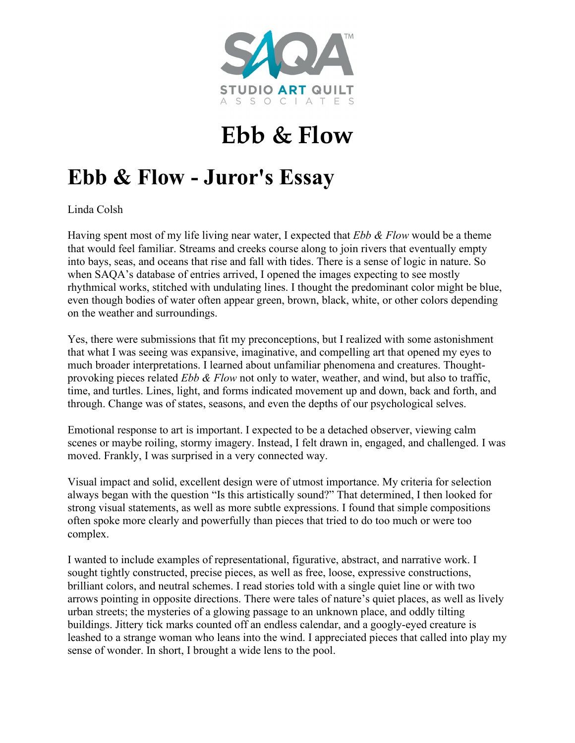# Ebb & Flow

## Ebb & Flow - Juror's Essay

Linda Colsh

Having spent most of my life living near water, I expected that *Ebb & Flow* would be a theme that would feel familiar. Streams and creeks course along to join rivers that eventually empty into bays, seas, and oceans that rise and fall with tides. There is a sense of logic in nature. So when SAQA's database of entries arrived, I opened the images expecting to see mostly rhythmical works, stitched with undulating lines. I thought the predominant color might be blue, even though bodies of water often appear green, brown, black, white, or other colors depending on the weather and surroundings.

Yes, there were submissions that fit my preconceptions, but I realized with some astonishment that what I was seeing was expansive, imaginative, and compelling art that opened my eyes to much broader interpretations. I learned about unfamiliar phenomena and creatures. Thought-provoking pieces related *Ebb & Flow* not only to water, weather, and wind, but also to traffic, time, and turtles. Lines, light, and forms indicated movement up and down, back and forth, and through. Change was of states, seasons, and even the depths of our psychological selves.

Emotional response to art is important. I expected to be a detached observer, viewing calm scenes or maybe roiling, stormy imagery. Instead, I felt drawn in, engaged, and challenged. I was moved. Frankly, I was surprised in a very connected way.

Visual impact and solid, excellent design were of utmost importance. My criteria for selection always began with the question "Is this artistically sound?" That determined, I then looked for strong visual statements, as well as more subtle expressions. I found that simple compositions often spoke more clearly and powerfully than pieces that tried to do too much or were too complex.

I wanted to include examples of representational, figurative, abstract, and narrative work. I sought tightly constructed, precise pieces, as well as free, loose, expressive constructions, brilliant colors, and neutral schemes. I read stories told with a single quiet line or with two arrows pointing in opposite directions. There were tales of nature's quiet places, as well as lively urban streets; the mysteries of a glowing passage to an unknown place, and oddly tilting buildings. Jittery tick marks counted off an endless calendar, and a googly-eyed creature is leashed to a strange woman who leans into the wind. I appreciated pieces that called into play my sense of wonder. In short, I brought a wide lens to the pool.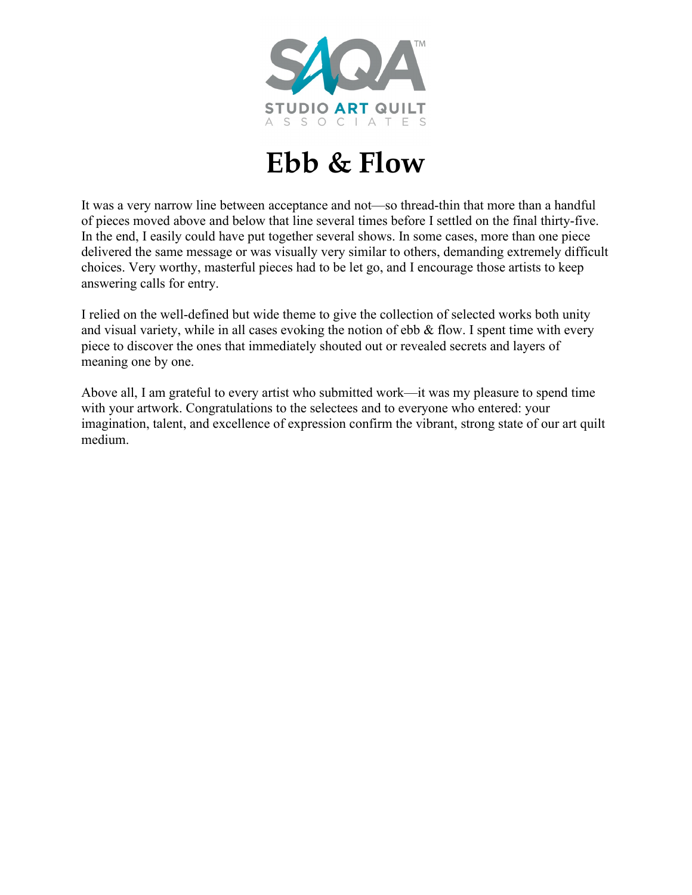STUDIO ART QUILT ASSOCIATES

# Ebb & Flow

It was a very narrow line between acceptance and not—so thread-thin that more than a handful of pieces moved above and below that line several times before I settled on the final thirty-five. In the end, I easily could have put together several shows. In some cases, more than one piece delivered the same message or was visually very similar to others, demanding extremely difficult choices. Very worthy, masterful pieces had to be let go, and I encourage those artists to keep answering calls for entry.

I relied on the well-defined but wide theme to give the collection of selected works both unity and visual variety, while in all cases evoking the notion of ebb & flow. I spent time with every piece to discover the ones that immediately shouted out or revealed secrets and layers of meaning one by one.

Above all, I am grateful to every artist who submitted work—it was my pleasure to spend time with your artwork. Congratulations to the selectees and to everyone who entered: your imagination, talent, and excellence of expression confirm the vibrant, strong state of our art quilt medium.